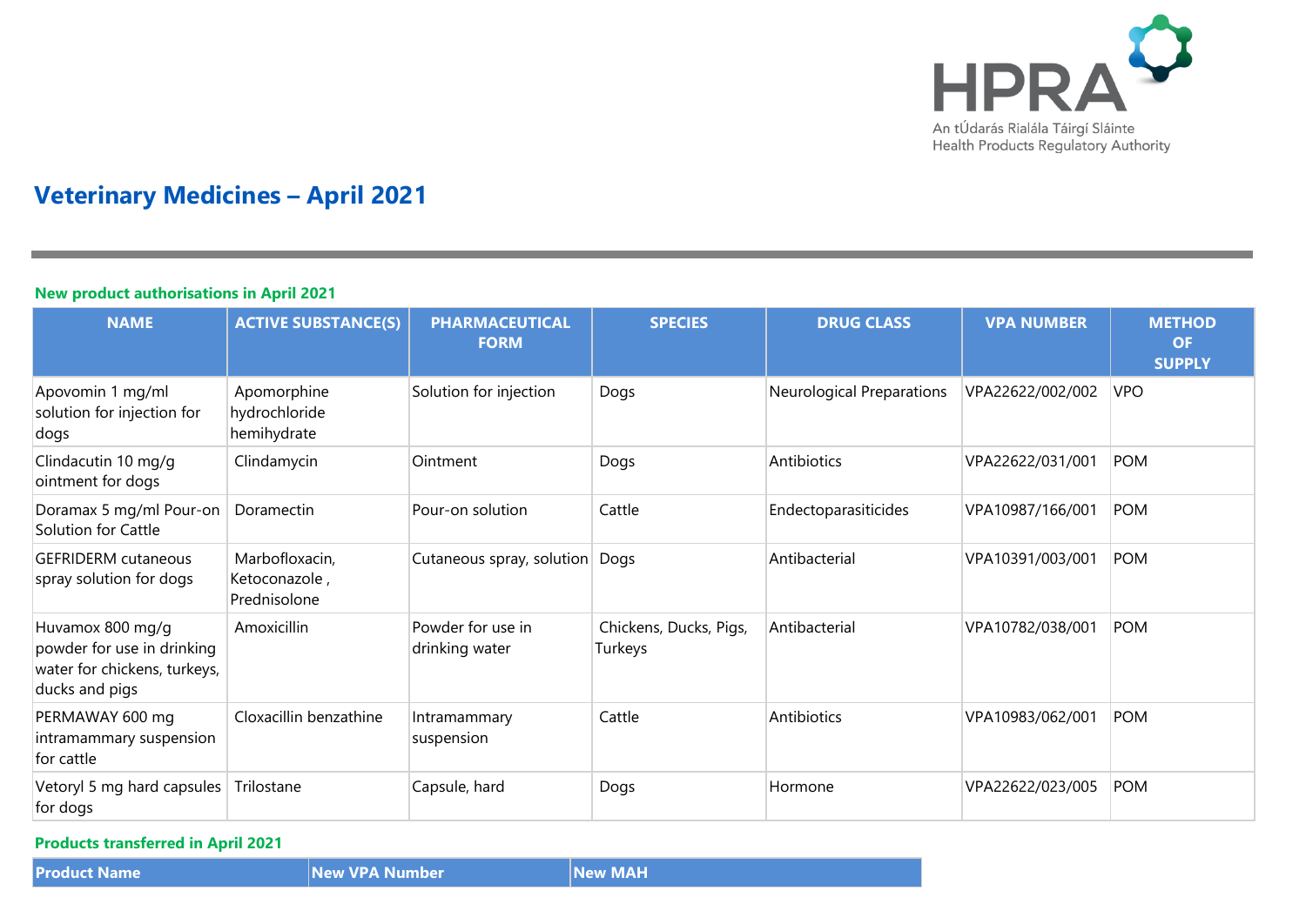# Veterinary Medicines – April 2021

### New product authorisations in April 2021

| NAME | ACTIVE SUBSTANCE(S) | PHARMACEUTICAL FORM | SPECIES | DRUG CLASS | VPA NUMBER | METHOD OF SUPPLY |
|---|---|---|---|---|---|---|
| Apovomin 1 mg/ml solution for injection for dogs | Apomorphine hydrochloride hemihydrate | Solution for injection | Dogs | Neurological Preparations | VPA22622/002/002 | VPO |
| Clindacutin 10 mg/g ointment for dogs | Clindamycin | Ointment | Dogs | Antibiotics | VPA22622/031/001 | POM |
| Doramax 5 mg/ml Pour-on Solution for Cattle | Doramectin | Pour-on solution | Cattle | Endectoparasiticides | VPA10987/166/001 | POM |
| GEFRIDERM cutaneous spray solution for dogs | Marbofloxacin, Ketoconazole , Prednisolone | Cutaneous spray, solution | Dogs | Antibacterial | VPA10391/003/001 | POM |
| Huvamox 800 mg/g powder for use in drinking water for chickens, turkeys, ducks and pigs | Amoxicillin | Powder for use in drinking water | Chickens, Ducks, Pigs, Turkeys | Antibacterial | VPA10782/038/001 | POM |
| PERMAWAY 600 mg intramammary suspension for cattle | Cloxacillin benzathine | Intramammary suspension | Cattle | Antibiotics | VPA10983/062/001 | POM |
| Vetoryl 5 mg hard capsules for dogs | Trilostane | Capsule, hard | Dogs | Hormone | VPA22622/023/005 | POM |

### Products transferred in April 2021

| Product Name | New VPA Number | New MAH |
|---|---|---|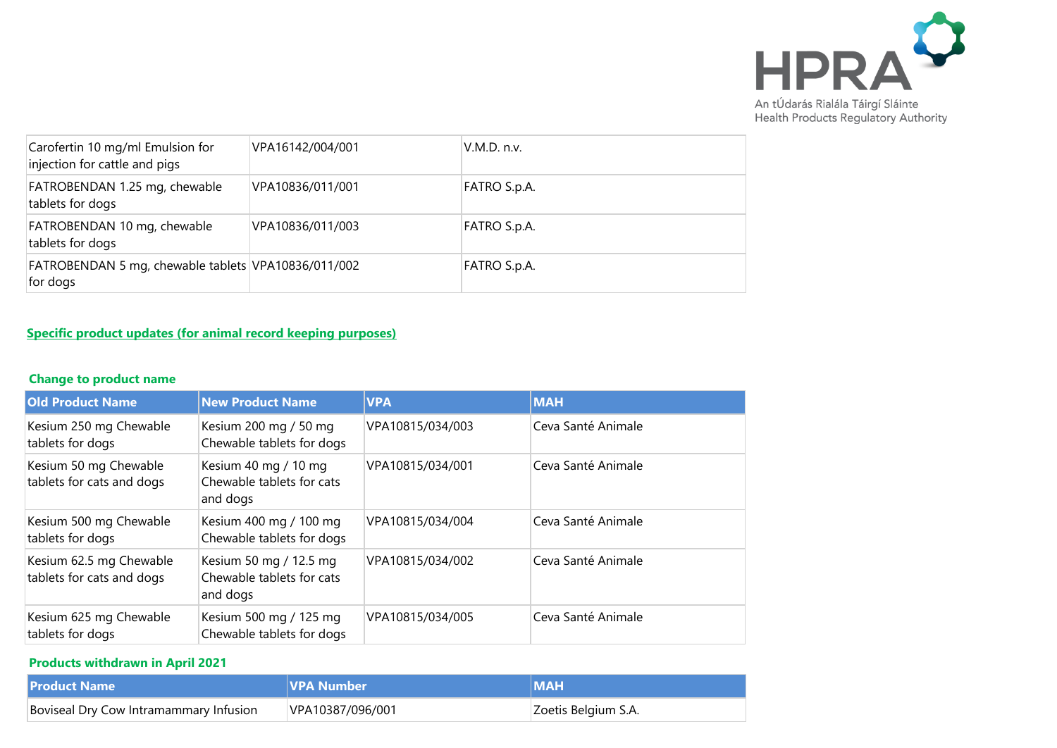| | | |
|---|---|---|
| Carofertin 10 mg/ml Emulsion for injection for cattle and pigs | VPA16142/004/001 | V.M.D. n.v. |
| FATROBENDAN 1.25 mg, chewable tablets for dogs | VPA10836/011/001 | FATRO S.p.A. |
| FATROBENDAN 10 mg, chewable tablets for dogs | VPA10836/011/003 | FATRO S.p.A. |
| FATROBENDAN 5 mg, chewable tablets for dogs | VPA10836/011/002 | FATRO S.p.A. |

## Specific product updates (for animal record keeping purposes)

### Change to product name

| Old Product Name | New Product Name | VPA | MAH |
|---|---|---|---|
| Kesium 250 mg Chewable tablets for dogs | Kesium 200 mg / 50 mg Chewable tablets for dogs | VPA10815/034/003 | Ceva Santé Animale |
| Kesium 50 mg Chewable tablets for cats and dogs | Kesium 40 mg / 10 mg Chewable tablets for cats and dogs | VPA10815/034/001 | Ceva Santé Animale |
| Kesium 500 mg Chewable tablets for dogs | Kesium 400 mg / 100 mg Chewable tablets for dogs | VPA10815/034/004 | Ceva Santé Animale |
| Kesium 62.5 mg Chewable tablets for cats and dogs | Kesium 50 mg / 12.5 mg Chewable tablets for cats and dogs | VPA10815/034/002 | Ceva Santé Animale |
| Kesium 625 mg Chewable tablets for dogs | Kesium 500 mg / 125 mg Chewable tablets for dogs | VPA10815/034/005 | Ceva Santé Animale |

### Products withdrawn in April 2021

| Product Name | VPA Number | MAH |
|---|---|---|
| Boviseal Dry Cow Intramammary Infusion | VPA10387/096/001 | Zoetis Belgium S.A. |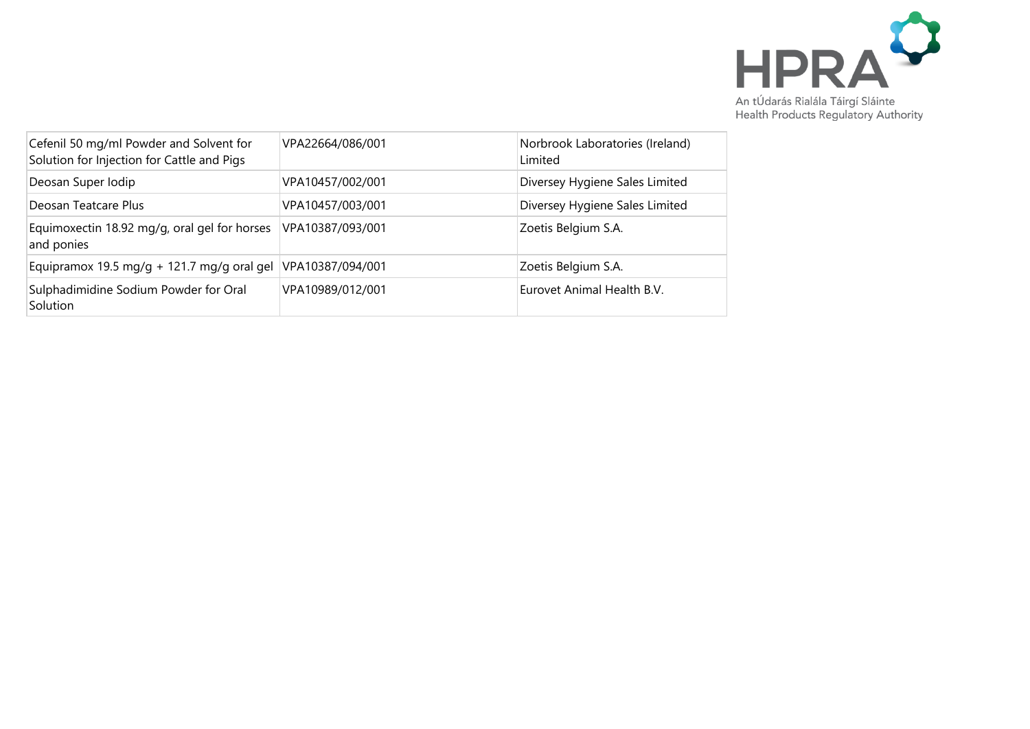| | | |
|---|---|---|
| Cefenil 50 mg/ml Powder and Solvent for Solution for Injection for Cattle and Pigs | VPA22664/086/001 | Norbrook Laboratories (Ireland) Limited |
| Deosan Super Iodip | VPA10457/002/001 | Diversey Hygiene Sales Limited |
| Deosan Teatcare Plus | VPA10457/003/001 | Diversey Hygiene Sales Limited |
| Equimoxectin 18.92 mg/g, oral gel for horses and ponies | VPA10387/093/001 | Zoetis Belgium S.A. |
| Equipramox 19.5 mg/g + 121.7 mg/g oral gel | VPA10387/094/001 | Zoetis Belgium S.A. |
| Sulphadimidine Sodium Powder for Oral Solution | VPA10989/012/001 | Eurovet Animal Health B.V. |